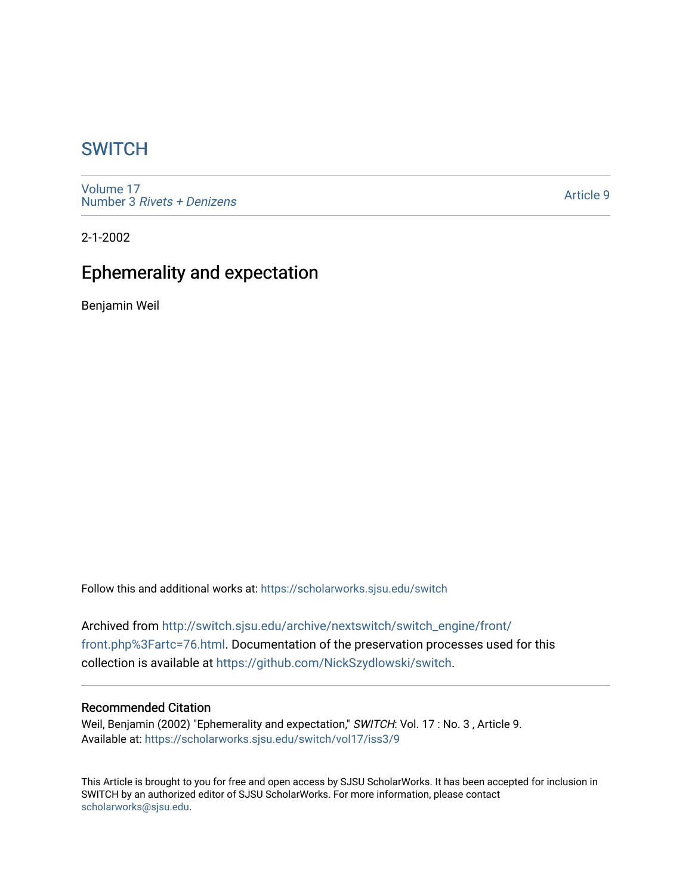# SWITCH

Volume 17
Number 3 *Rivets + Denizens*

Article 9

2-1-2002

## Ephemerality and expectation

Benjamin Weil

Follow this and additional works at: https://scholarworks.sjsu.edu/switch

Archived from http://switch.sjsu.edu/archive/nextswitch/switch_engine/front/front.php%3Fartc=76.html. Documentation of the preservation processes used for this collection is available at https://github.com/NickSzydlowski/switch.

### Recommended Citation

Weil, Benjamin (2002) "Ephemerality and expectation," *SWITCH*: Vol. 17 : No. 3 , Article 9.
Available at: https://scholarworks.sjsu.edu/switch/vol17/iss3/9

This Article is brought to you for free and open access by SJSU ScholarWorks. It has been accepted for inclusion in SWITCH by an authorized editor of SJSU ScholarWorks. For more information, please contact scholarworks@sjsu.edu.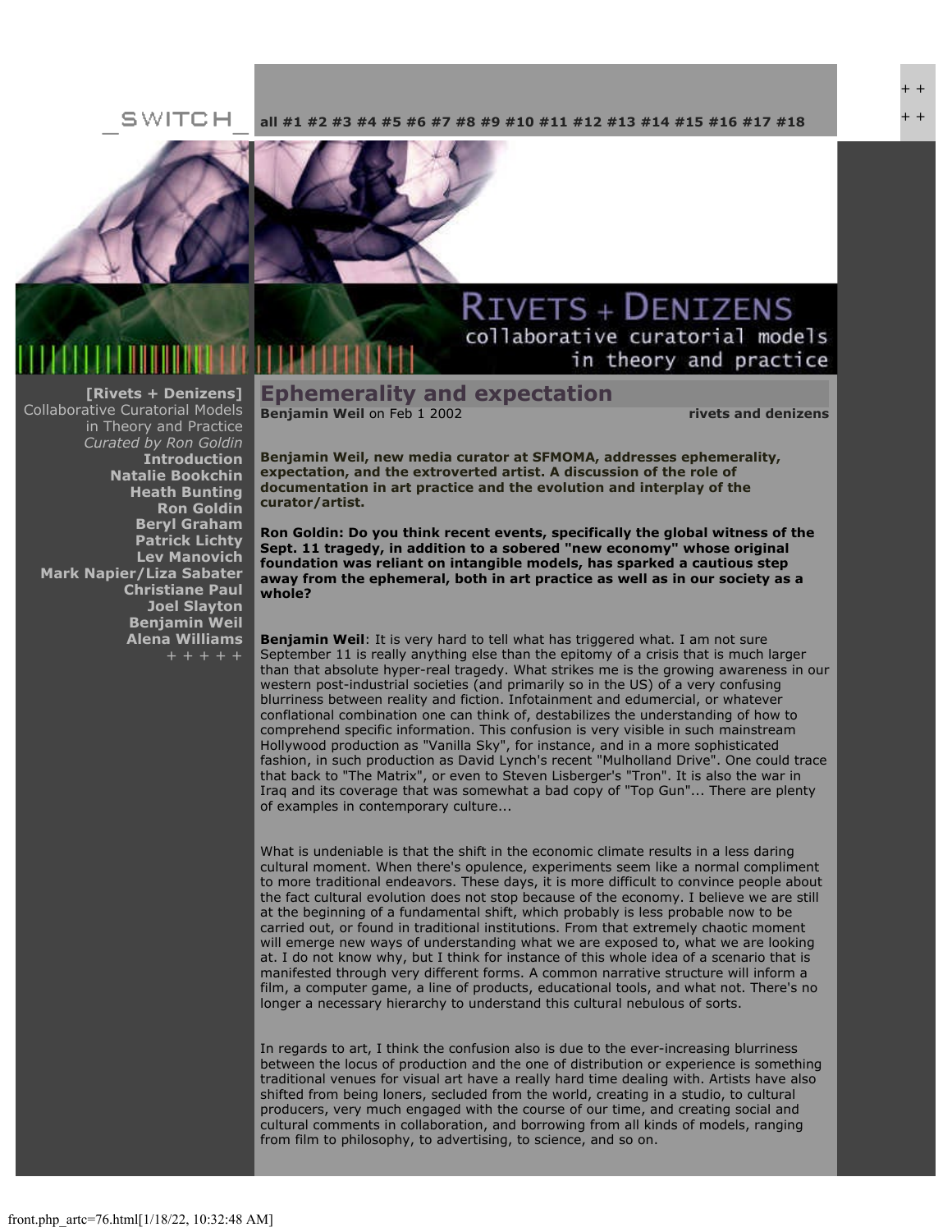_SWITCH_

all #1 #2 #3 #4 #5 #6 #7 #8 #9 #10 #11 #12 #13 #14 #15 #16 #17 #18

RIVETS + DENIZENS
collaborative curatorial models in theory and practice

**[Rivets + Denizens]**
Collaborative Curatorial Models in Theory and Practice
*Curated by Ron Goldin*
**Introduction**
**Natalie Bookchin**
**Heath Bunting**
**Ron Goldin**
**Beryl Graham**
**Patrick Lichty**
**Lev Manovich**
**Mark Napier/Liza Sabater**
**Christiane Paul**
**Joel Slayton**
**Benjamin Weil**
**Alena Williams**
+ + + + +

# Ephemerality and expectation

**Benjamin Weil** on Feb 1 2002 **rivets and denizens**

**Benjamin Weil, new media curator at SFMOMA, addresses ephemerality, expectation, and the extroverted artist. A discussion of the role of documentation in art practice and the evolution and interplay of the curator/artist.**

**Ron Goldin: Do you think recent events, specifically the global witness of the Sept. 11 tragedy, in addition to a sobered "new economy" whose original foundation was reliant on intangible models, has sparked a cautious step away from the ephemeral, both in art practice as well as in our society as a whole?**

**Benjamin Weil**: It is very hard to tell what has triggered what. I am not sure September 11 is really anything else than the epitomy of a crisis that is much larger than that absolute hyper-real tragedy. What strikes me is the growing awareness in our western post-industrial societies (and primarily so in the US) of a very confusing blurriness between reality and fiction. Infotainment and edumercial, or whatever conflational combination one can think of, destabilizes the understanding of how to comprehend specific information. This confusion is very visible in such mainstream Hollywood production as "Vanilla Sky", for instance, and in a more sophisticated fashion, in such production as David Lynch's recent "Mulholland Drive". One could trace that back to "The Matrix", or even to Steven Lisberger's "Tron". It is also the war in Iraq and its coverage that was somewhat a bad copy of "Top Gun"... There are plenty of examples in contemporary culture...

What is undeniable is that the shift in the economic climate results in a less daring cultural moment. When there's opulence, experiments seem like a normal compliment to more traditional endeavors. These days, it is more difficult to convince people about the fact cultural evolution does not stop because of the economy. I believe we are still at the beginning of a fundamental shift, which probably is less probable now to be carried out, or found in traditional institutions. From that extremely chaotic moment will emerge new ways of understanding what we are exposed to, what we are looking at. I do not know why, but I think for instance of this whole idea of a scenario that is manifested through very different forms. A common narrative structure will inform a film, a computer game, a line of products, educational tools, and what not. There's no longer a necessary hierarchy to understand this cultural nebulous of sorts.

In regards to art, I think the confusion also is due to the ever-increasing blurriness between the locus of production and the one of distribution or experience is something traditional venues for visual art have a really hard time dealing with. Artists have also shifted from being loners, secluded from the world, creating in a studio, to cultural producers, very much engaged with the course of our time, and creating social and cultural comments in collaboration, and borrowing from all kinds of models, ranging from film to philosophy, to advertising, to science, and so on.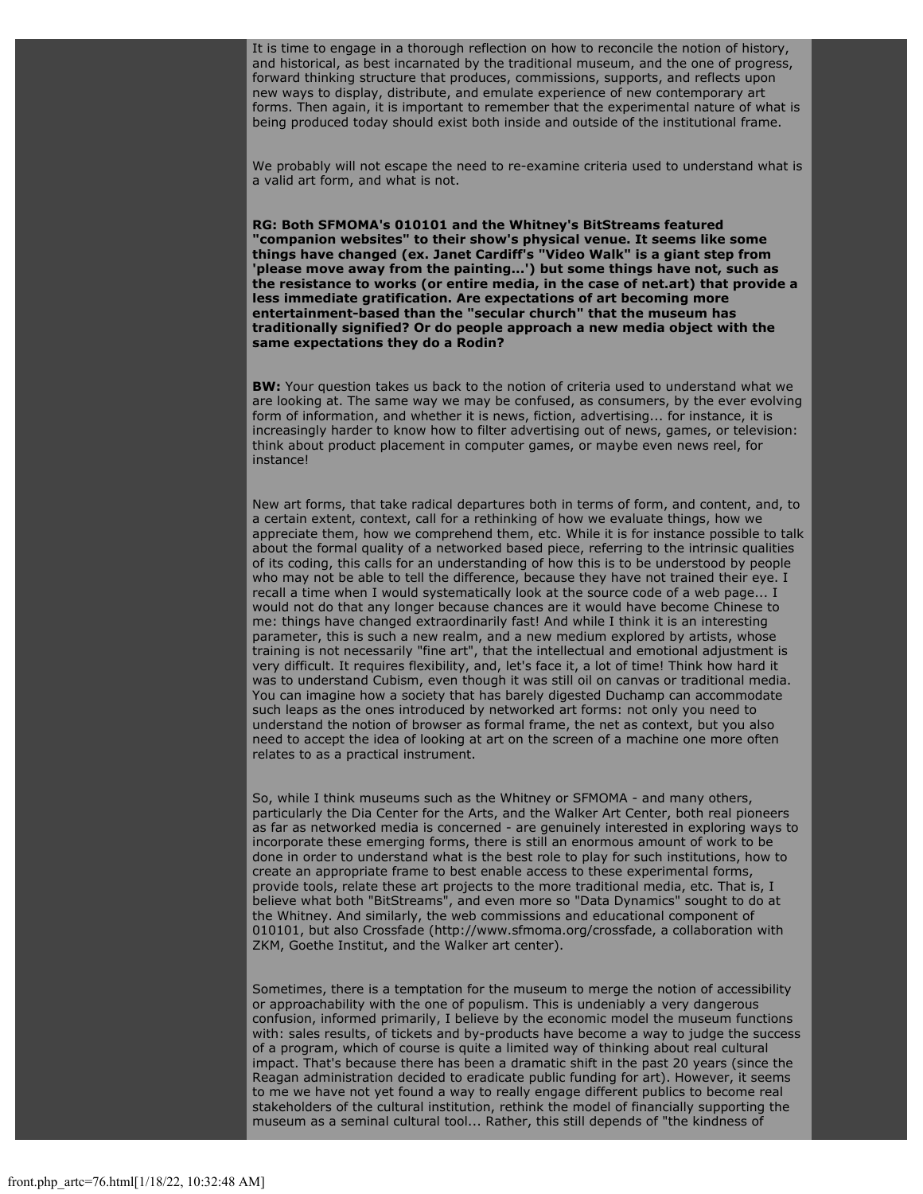It is time to engage in a thorough reflection on how to reconcile the notion of history, and historical, as best incarnated by the traditional museum, and the one of progress, forward thinking structure that produces, commissions, supports, and reflects upon new ways to display, distribute, and emulate experience of new contemporary art forms. Then again, it is important to remember that the experimental nature of what is being produced today should exist both inside and outside of the institutional frame.

We probably will not escape the need to re-examine criteria used to understand what is a valid art form, and what is not.

**RG: Both SFMOMA's 010101 and the Whitney's BitStreams featured "companion websites" to their show's physical venue. It seems like some things have changed (ex. Janet Cardiff's "Video Walk" is a giant step from 'please move away from the painting...') but some things have not, such as the resistance to works (or entire media, in the case of net.art) that provide a less immediate gratification. Are expectations of art becoming more entertainment-based than the "secular church" that the museum has traditionally signified? Or do people approach a new media object with the same expectations they do a Rodin?**

**BW:** Your question takes us back to the notion of criteria used to understand what we are looking at. The same way we may be confused, as consumers, by the ever evolving form of information, and whether it is news, fiction, advertising... for instance, it is increasingly harder to know how to filter advertising out of news, games, or television: think about product placement in computer games, or maybe even news reel, for instance!

New art forms, that take radical departures both in terms of form, and content, and, to a certain extent, context, call for a rethinking of how we evaluate things, how we appreciate them, how we comprehend them, etc. While it is for instance possible to talk about the formal quality of a networked based piece, referring to the intrinsic qualities of its coding, this calls for an understanding of how this is to be understood by people who may not be able to tell the difference, because they have not trained their eye. I recall a time when I would systematically look at the source code of a web page... I would not do that any longer because chances are it would have become Chinese to me: things have changed extraordinarily fast! And while I think it is an interesting parameter, this is such a new realm, and a new medium explored by artists, whose training is not necessarily "fine art", that the intellectual and emotional adjustment is very difficult. It requires flexibility, and, let's face it, a lot of time! Think how hard it was to understand Cubism, even though it was still oil on canvas or traditional media. You can imagine how a society that has barely digested Duchamp can accommodate such leaps as the ones introduced by networked art forms: not only you need to understand the notion of browser as formal frame, the net as context, but you also need to accept the idea of looking at art on the screen of a machine one more often relates to as a practical instrument.

So, while I think museums such as the Whitney or SFMOMA - and many others, particularly the Dia Center for the Arts, and the Walker Art Center, both real pioneers as far as networked media is concerned - are genuinely interested in exploring ways to incorporate these emerging forms, there is still an enormous amount of work to be done in order to understand what is the best role to play for such institutions, how to create an appropriate frame to best enable access to these experimental forms, provide tools, relate these art projects to the more traditional media, etc. That is, I believe what both "BitStreams", and even more so "Data Dynamics" sought to do at the Whitney. And similarly, the web commissions and educational component of 010101, but also Crossfade (http://www.sfmoma.org/crossfade, a collaboration with ZKM, Goethe Institut, and the Walker art center).

Sometimes, there is a temptation for the museum to merge the notion of accessibility or approachability with the one of populism. This is undeniably a very dangerous confusion, informed primarily, I believe by the economic model the museum functions with: sales results, of tickets and by-products have become a way to judge the success of a program, which of course is quite a limited way of thinking about real cultural impact. That's because there has been a dramatic shift in the past 20 years (since the Reagan administration decided to eradicate public funding for art). However, it seems to me we have not yet found a way to really engage different publics to become real stakeholders of the cultural institution, rethink the model of financially supporting the museum as a seminal cultural tool... Rather, this still depends of "the kindness of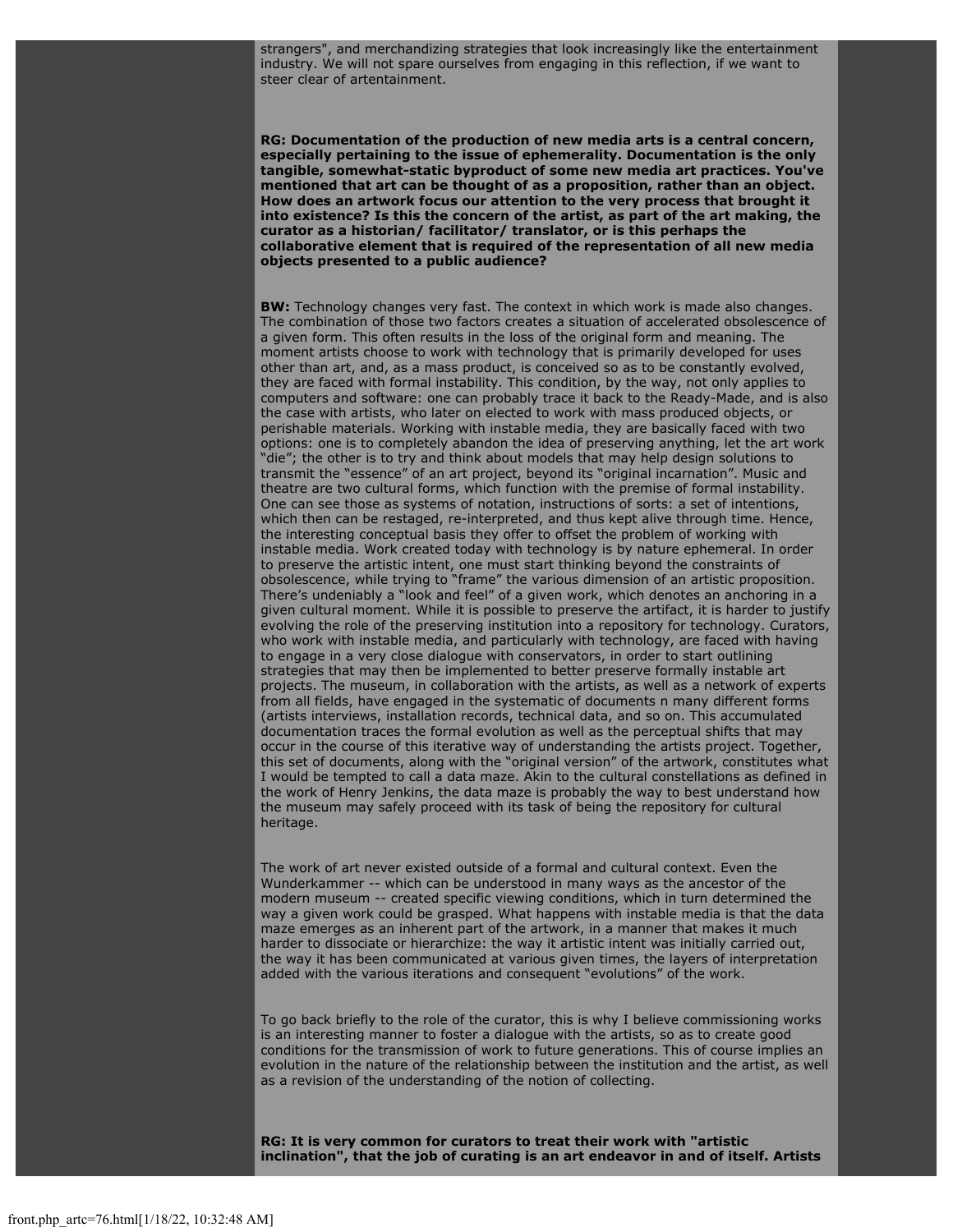strangers", and merchandizing strategies that look increasingly like the entertainment industry. We will not spare ourselves from engaging in this reflection, if we want to steer clear of artentainment.

**RG: Documentation of the production of new media arts is a central concern, especially pertaining to the issue of ephemerality. Documentation is the only tangible, somewhat-static byproduct of some new media art practices. You've mentioned that art can be thought of as a proposition, rather than an object. How does an artwork focus our attention to the very process that brought it into existence? Is this the concern of the artist, as part of the art making, the curator as a historian/ facilitator/ translator, or is this perhaps the collaborative element that is required of the representation of all new media objects presented to a public audience?**

**BW:** Technology changes very fast. The context in which work is made also changes. The combination of those two factors creates a situation of accelerated obsolescence of a given form. This often results in the loss of the original form and meaning. The moment artists choose to work with technology that is primarily developed for uses other than art, and, as a mass product, is conceived so as to be constantly evolved, they are faced with formal instability. This condition, by the way, not only applies to computers and software: one can probably trace it back to the Ready-Made, and is also the case with artists, who later on elected to work with mass produced objects, or perishable materials. Working with instable media, they are basically faced with two options: one is to completely abandon the idea of preserving anything, let the art work "die"; the other is to try and think about models that may help design solutions to transmit the "essence" of an art project, beyond its "original incarnation". Music and theatre are two cultural forms, which function with the premise of formal instability. One can see those as systems of notation, instructions of sorts: a set of intentions, which then can be restaged, re-interpreted, and thus kept alive through time. Hence, the interesting conceptual basis they offer to offset the problem of working with instable media. Work created today with technology is by nature ephemeral. In order to preserve the artistic intent, one must start thinking beyond the constraints of obsolescence, while trying to "frame" the various dimension of an artistic proposition. There's undeniably a "look and feel" of a given work, which denotes an anchoring in a given cultural moment. While it is possible to preserve the artifact, it is harder to justify evolving the role of the preserving institution into a repository for technology. Curators, who work with instable media, and particularly with technology, are faced with having to engage in a very close dialogue with conservators, in order to start outlining strategies that may then be implemented to better preserve formally instable art projects. The museum, in collaboration with the artists, as well as a network of experts from all fields, have engaged in the systematic of documents n many different forms (artists interviews, installation records, technical data, and so on. This accumulated documentation traces the formal evolution as well as the perceptual shifts that may occur in the course of this iterative way of understanding the artists project. Together, this set of documents, along with the "original version" of the artwork, constitutes what I would be tempted to call a data maze. Akin to the cultural constellations as defined in the work of Henry Jenkins, the data maze is probably the way to best understand how the museum may safely proceed with its task of being the repository for cultural heritage.

The work of art never existed outside of a formal and cultural context. Even the Wunderkammer -- which can be understood in many ways as the ancestor of the modern museum -- created specific viewing conditions, which in turn determined the way a given work could be grasped. What happens with instable media is that the data maze emerges as an inherent part of the artwork, in a manner that makes it much harder to dissociate or hierarchize: the way it artistic intent was initially carried out, the way it has been communicated at various given times, the layers of interpretation added with the various iterations and consequent "evolutions" of the work.

To go back briefly to the role of the curator, this is why I believe commissioning works is an interesting manner to foster a dialogue with the artists, so as to create good conditions for the transmission of work to future generations. This of course implies an evolution in the nature of the relationship between the institution and the artist, as well as a revision of the understanding of the notion of collecting.

**RG: It is very common for curators to treat their work with "artistic inclination", that the job of curating is an art endeavor in and of itself. Artists**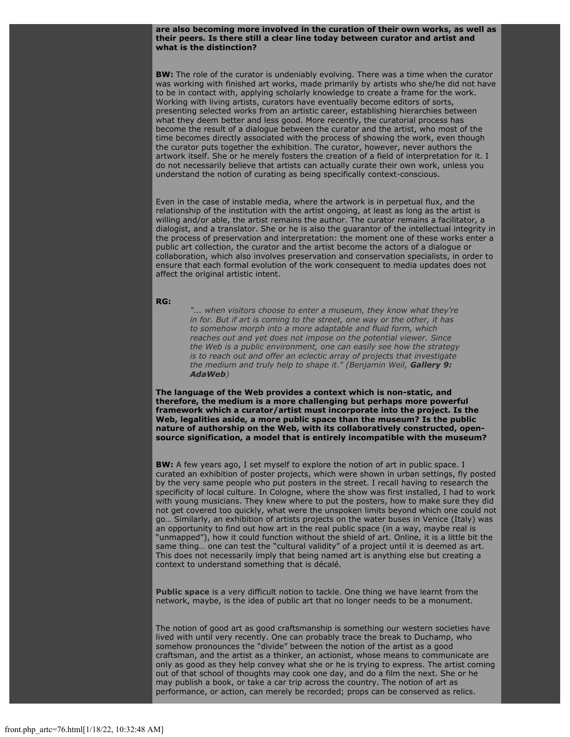**are also becoming more involved in the curation of their own works, as well as their peers. Is there still a clear line today between curator and artist and what is the distinction?**

**BW:** The role of the curator is undeniably evolving. There was a time when the curator was working with finished art works, made primarily by artists who she/he did not have to be in contact with, applying scholarly knowledge to create a frame for the work. Working with living artists, curators have eventually become editors of sorts, presenting selected works from an artistic career, establishing hierarchies between what they deem better and less good. More recently, the curatorial process has become the result of a dialogue between the curator and the artist, who most of the time becomes directly associated with the process of showing the work, even though the curator puts together the exhibition. The curator, however, never authors the artwork itself. She or he merely fosters the creation of a field of interpretation for it. I do not necessarily believe that artists can actually curate their own work, unless you understand the notion of curating as being specifically context-conscious.

Even in the case of instable media, where the artwork is in perpetual flux, and the relationship of the institution with the artist ongoing, at least as long as the artist is willing and/or able, the artist remains the author. The curator remains a facilitator, a dialogist, and a translator. She or he is also the guarantor of the intellectual integrity in the process of preservation and interpretation: the moment one of these works enter a public art collection, the curator and the artist become the actors of a dialogue or collaboration, which also involves preservation and conservation specialists, in order to ensure that each formal evolution of the work consequent to media updates does not affect the original artistic intent.

**RG:**

> *"... when visitors choose to enter a museum, they know what they're in for. But if art is coming to the street, one way or the other, it has to somehow morph into a more adaptable and fluid form, which reaches out and yet does not impose on the potential viewer. Since the Web is a public environment, one can easily see how the strategy is to reach out and offer an eclectic array of projects that investigate the medium and truly help to shape it." (Benjamin Weil, **Gallery 9: AdaWeb**)*

**The language of the Web provides a context which is non-static, and therefore, the medium is a more challenging but perhaps more powerful framework which a curator/artist must incorporate into the project. Is the Web, legalities aside, a more public space than the museum? Is the public nature of authorship on the Web, with its collaboratively constructed, open-source signification, a model that is entirely incompatible with the museum?**

**BW:** A few years ago, I set myself to explore the notion of art in public space. I curated an exhibition of poster projects, which were shown in urban settings, fly posted by the very same people who put posters in the street. I recall having to research the specificity of local culture. In Cologne, where the show was first installed, I had to work with young musicians. They knew where to put the posters, how to make sure they did not get covered too quickly, what were the unspoken limits beyond which one could not go… Similarly, an exhibition of artists projects on the water buses in Venice (Italy) was an opportunity to find out how art in the real public space (in a way, maybe real is "unmapped"), how it could function without the shield of art. Online, it is a little bit the same thing… one can test the "cultural validity" of a project until it is deemed as art. This does not necessarily imply that being named art is anything else but creating a context to understand something that is décalé.

**Public space** is a very difficult notion to tackle. One thing we have learnt from the network, maybe, is the idea of public art that no longer needs to be a monument.

The notion of good art as good craftsmanship is something our western societies have lived with until very recently. One can probably trace the break to Duchamp, who somehow pronounces the "divide" between the notion of the artist as a good craftsman, and the artist as a thinker, an actionist, whose means to communicate are only as good as they help convey what she or he is trying to express. The artist coming out of that school of thoughts may cook one day, and do a film the next. She or he may publish a book, or take a car trip across the country. The notion of art as performance, or action, can merely be recorded; props can be conserved as relics.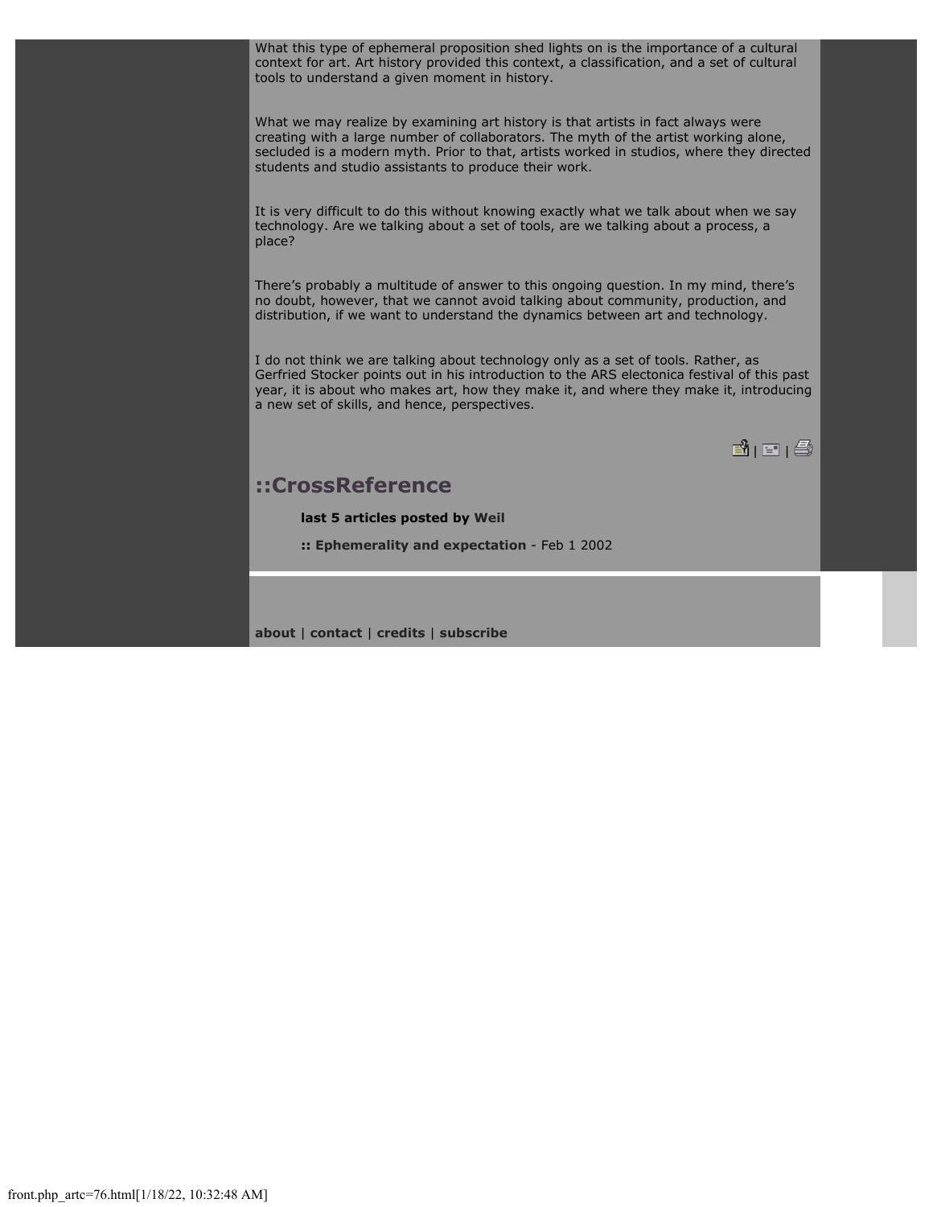What this type of ephemeral proposition shed lights on is the importance of a cultural context for art. Art history provided this context, a classification, and a set of cultural tools to understand a given moment in history.

What we may realize by examining art history is that artists in fact always were creating with a large number of collaborators. The myth of the artist working alone, secluded is a modern myth. Prior to that, artists worked in studios, where they directed students and studio assistants to produce their work.

It is very difficult to do this without knowing exactly what we talk about when we say technology. Are we talking about a set of tools, are we talking about a process, a place?

There's probably a multitude of answer to this ongoing question. In my mind, there's no doubt, however, that we cannot avoid talking about community, production, and distribution, if we want to understand the dynamics between art and technology.

I do not think we are talking about technology only as a set of tools. Rather, as Gerfried Stocker points out in his introduction to the ARS electonica festival of this past year, it is about who makes art, how they make it, and where they make it, introducing a new set of skills, and hence, perspectives.

## ::CrossReference

**last 5 articles posted by Weil**

**:: Ephemerality and expectation** - Feb 1 2002

**about** | **contact** | **credits** | **subscribe**